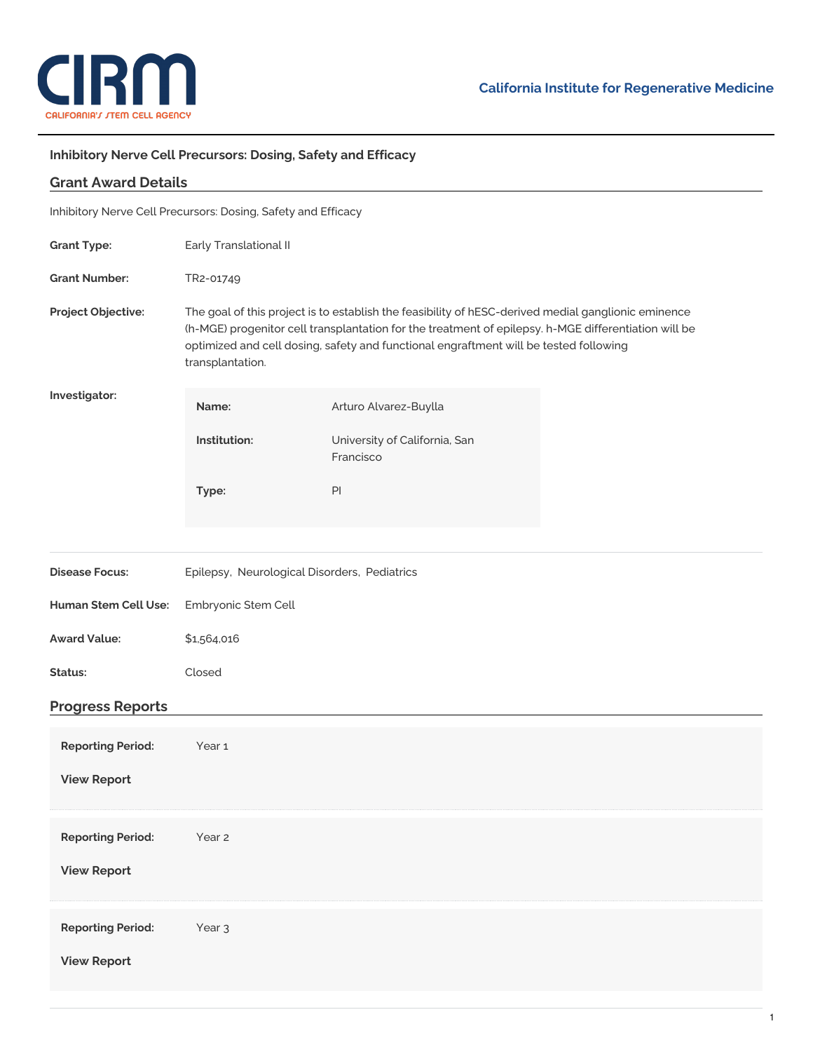# Inhibitory Nerve Cell Precursors: Dosing, Safety and Efficacy

## Grant Award Details

Inhibitory Nerve Cell Precursors: Dosing, Safety and Efficacy

**Grant Type:** Early Translational II

**Grant Number:** TR2-01749

**Project Objective:** The goal of this project is to establish the feasibility of hESC-derived medial ganglionic eminence (h-MGE) progenitor cell transplantation for the treatment of epilepsy. h-MGE differentiation will be optimized and cell dosing, safety and functional engraftment will be tested following transplantation.

**Investigator:**

| | |
|---|---|
| **Name:** | Arturo Alvarez-Buylla |
| **Institution:** | University of California, San Francisco |
| **Type:** | PI |

**Disease Focus:** Epilepsy, Neurological Disorders, Pediatrics

**Human Stem Cell Use:** Embryonic Stem Cell

**Award Value:** $1,564,016

**Status:** Closed

## Progress Reports

**Reporting Period:** Year 1

**View Report**

**Reporting Period:** Year 2

**View Report**

**Reporting Period:** Year 3

**View Report**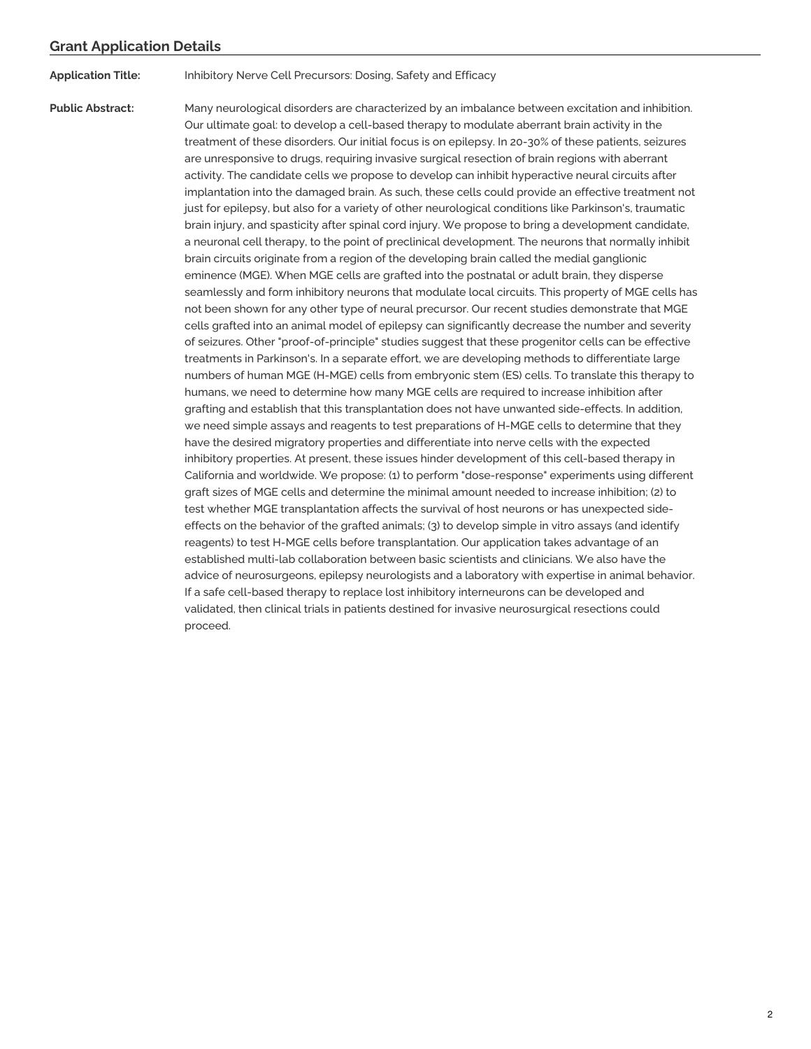## Grant Application Details

**Application Title:** Inhibitory Nerve Cell Precursors: Dosing, Safety and Efficacy

**Public Abstract:** Many neurological disorders are characterized by an imbalance between excitation and inhibition. Our ultimate goal: to develop a cell-based therapy to modulate aberrant brain activity in the treatment of these disorders. Our initial focus is on epilepsy. In 20-30% of these patients, seizures are unresponsive to drugs, requiring invasive surgical resection of brain regions with aberrant activity. The candidate cells we propose to develop can inhibit hyperactive neural circuits after implantation into the damaged brain. As such, these cells could provide an effective treatment not just for epilepsy, but also for a variety of other neurological conditions like Parkinson's, traumatic brain injury, and spasticity after spinal cord injury. We propose to bring a development candidate, a neuronal cell therapy, to the point of preclinical development. The neurons that normally inhibit brain circuits originate from a region of the developing brain called the medial ganglionic eminence (MGE). When MGE cells are grafted into the postnatal or adult brain, they disperse seamlessly and form inhibitory neurons that modulate local circuits. This property of MGE cells has not been shown for any other type of neural precursor. Our recent studies demonstrate that MGE cells grafted into an animal model of epilepsy can significantly decrease the number and severity of seizures. Other "proof-of-principle" studies suggest that these progenitor cells can be effective treatments in Parkinson's. In a separate effort, we are developing methods to differentiate large numbers of human MGE (H-MGE) cells from embryonic stem (ES) cells. To translate this therapy to humans, we need to determine how many MGE cells are required to increase inhibition after grafting and establish that this transplantation does not have unwanted side-effects. In addition, we need simple assays and reagents to test preparations of H-MGE cells to determine that they have the desired migratory properties and differentiate into nerve cells with the expected inhibitory properties. At present, these issues hinder development of this cell-based therapy in California and worldwide. We propose: (1) to perform "dose-response" experiments using different graft sizes of MGE cells and determine the minimal amount needed to increase inhibition; (2) to test whether MGE transplantation affects the survival of host neurons or has unexpected side-effects on the behavior of the grafted animals; (3) to develop simple in vitro assays (and identify reagents) to test H-MGE cells before transplantation. Our application takes advantage of an established multi-lab collaboration between basic scientists and clinicians. We also have the advice of neurosurgeons, epilepsy neurologists and a laboratory with expertise in animal behavior. If a safe cell-based therapy to replace lost inhibitory interneurons can be developed and validated, then clinical trials in patients destined for invasive neurosurgical resections could proceed.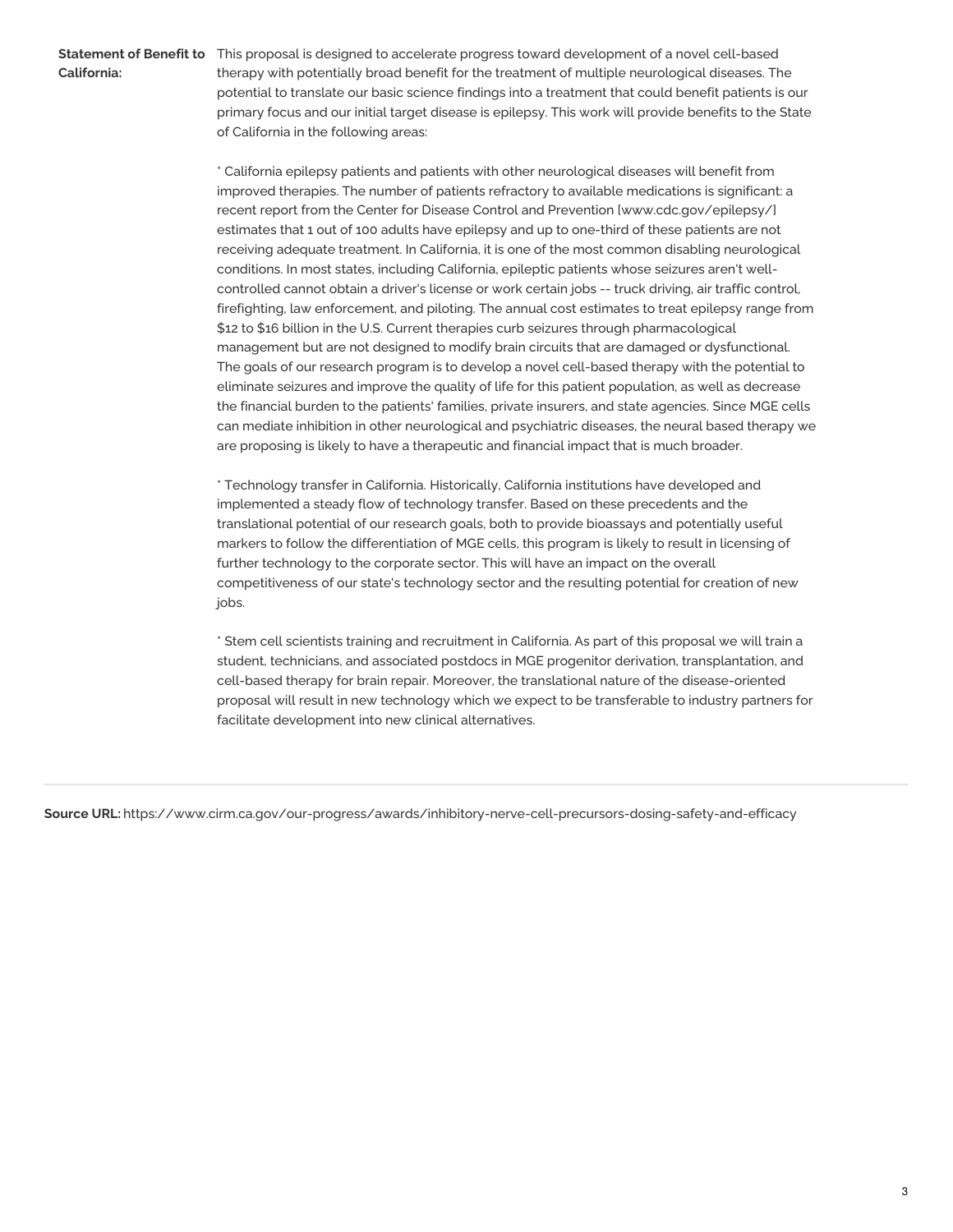**Statement of Benefit to California:**

This proposal is designed to accelerate progress toward development of a novel cell-based therapy with potentially broad benefit for the treatment of multiple neurological diseases. The potential to translate our basic science findings into a treatment that could benefit patients is our primary focus and our initial target disease is epilepsy. This work will provide benefits to the State of California in the following areas:

* California epilepsy patients and patients with other neurological diseases will benefit from improved therapies. The number of patients refractory to available medications is significant: a recent report from the Center for Disease Control and Prevention [www.cdc.gov/epilepsy/] estimates that 1 out of 100 adults have epilepsy and up to one-third of these patients are not receiving adequate treatment. In California, it is one of the most common disabling neurological conditions. In most states, including California, epileptic patients whose seizures aren't well-controlled cannot obtain a driver's license or work certain jobs -- truck driving, air traffic control, firefighting, law enforcement, and piloting. The annual cost estimates to treat epilepsy range from $12 to $16 billion in the U.S. Current therapies curb seizures through pharmacological management but are not designed to modify brain circuits that are damaged or dysfunctional. The goals of our research program is to develop a novel cell-based therapy with the potential to eliminate seizures and improve the quality of life for this patient population, as well as decrease the financial burden to the patients' families, private insurers, and state agencies. Since MGE cells can mediate inhibition in other neurological and psychiatric diseases, the neural based therapy we are proposing is likely to have a therapeutic and financial impact that is much broader.

* Technology transfer in California. Historically, California institutions have developed and implemented a steady flow of technology transfer. Based on these precedents and the translational potential of our research goals, both to provide bioassays and potentially useful markers to follow the differentiation of MGE cells, this program is likely to result in licensing of further technology to the corporate sector. This will have an impact on the overall competitiveness of our state's technology sector and the resulting potential for creation of new jobs.

* Stem cell scientists training and recruitment in California. As part of this proposal we will train a student, technicians, and associated postdocs in MGE progenitor derivation, transplantation, and cell-based therapy for brain repair. Moreover, the translational nature of the disease-oriented proposal will result in new technology which we expect to be transferable to industry partners for facilitate development into new clinical alternatives.

---

**Source URL:** https://www.cirm.ca.gov/our-progress/awards/inhibitory-nerve-cell-precursors-dosing-safety-and-efficacy